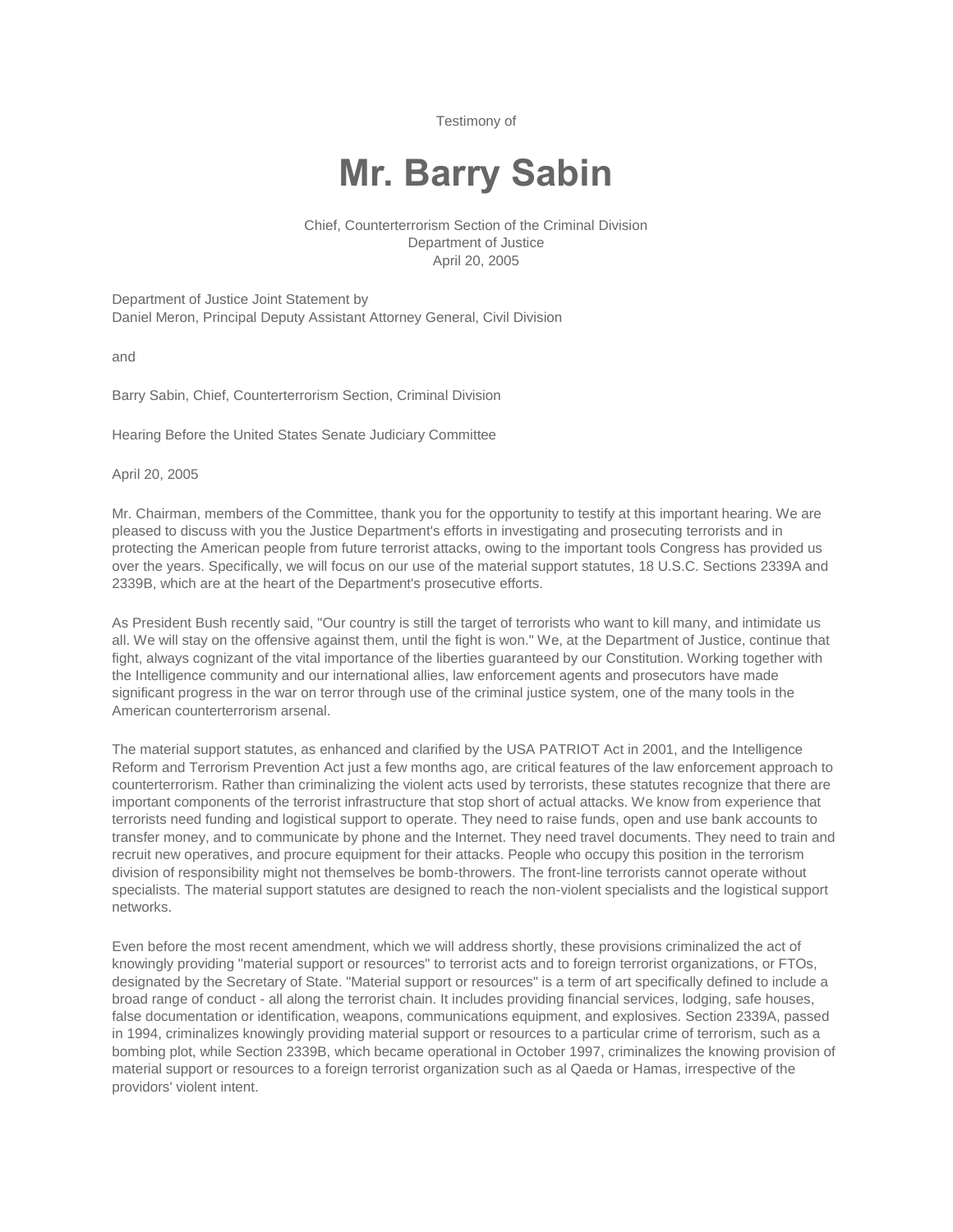Testimony of

# Mr. Barry Sabin

Chief, Counterterrorism Section of the Criminal Division
Department of Justice
April 20, 2005

Department of Justice Joint Statement by
Daniel Meron, Principal Deputy Assistant Attorney General, Civil Division

and

Barry Sabin, Chief, Counterterrorism Section, Criminal Division

Hearing Before the United States Senate Judiciary Committee

April 20, 2005

Mr. Chairman, members of the Committee, thank you for the opportunity to testify at this important hearing. We are pleased to discuss with you the Justice Department's efforts in investigating and prosecuting terrorists and in protecting the American people from future terrorist attacks, owing to the important tools Congress has provided us over the years. Specifically, we will focus on our use of the material support statutes, 18 U.S.C. Sections 2339A and 2339B, which are at the heart of the Department's prosecutive efforts.

As President Bush recently said, "Our country is still the target of terrorists who want to kill many, and intimidate us all. We will stay on the offensive against them, until the fight is won." We, at the Department of Justice, continue that fight, always cognizant of the vital importance of the liberties guaranteed by our Constitution. Working together with the Intelligence community and our international allies, law enforcement agents and prosecutors have made significant progress in the war on terror through use of the criminal justice system, one of the many tools in the American counterterrorism arsenal.

The material support statutes, as enhanced and clarified by the USA PATRIOT Act in 2001, and the Intelligence Reform and Terrorism Prevention Act just a few months ago, are critical features of the law enforcement approach to counterterrorism. Rather than criminalizing the violent acts used by terrorists, these statutes recognize that there are important components of the terrorist infrastructure that stop short of actual attacks. We know from experience that terrorists need funding and logistical support to operate. They need to raise funds, open and use bank accounts to transfer money, and to communicate by phone and the Internet. They need travel documents. They need to train and recruit new operatives, and procure equipment for their attacks. People who occupy this position in the terrorism division of responsibility might not themselves be bomb-throwers. The front-line terrorists cannot operate without specialists. The material support statutes are designed to reach the non-violent specialists and the logistical support networks.

Even before the most recent amendment, which we will address shortly, these provisions criminalized the act of knowingly providing "material support or resources" to terrorist acts and to foreign terrorist organizations, or FTOs, designated by the Secretary of State. "Material support or resources" is a term of art specifically defined to include a broad range of conduct - all along the terrorist chain. It includes providing financial services, lodging, safe houses, false documentation or identification, weapons, communications equipment, and explosives. Section 2339A, passed in 1994, criminalizes knowingly providing material support or resources to a particular crime of terrorism, such as a bombing plot, while Section 2339B, which became operational in October 1997, criminalizes the knowing provision of material support or resources to a foreign terrorist organization such as al Qaeda or Hamas, irrespective of the providors' violent intent.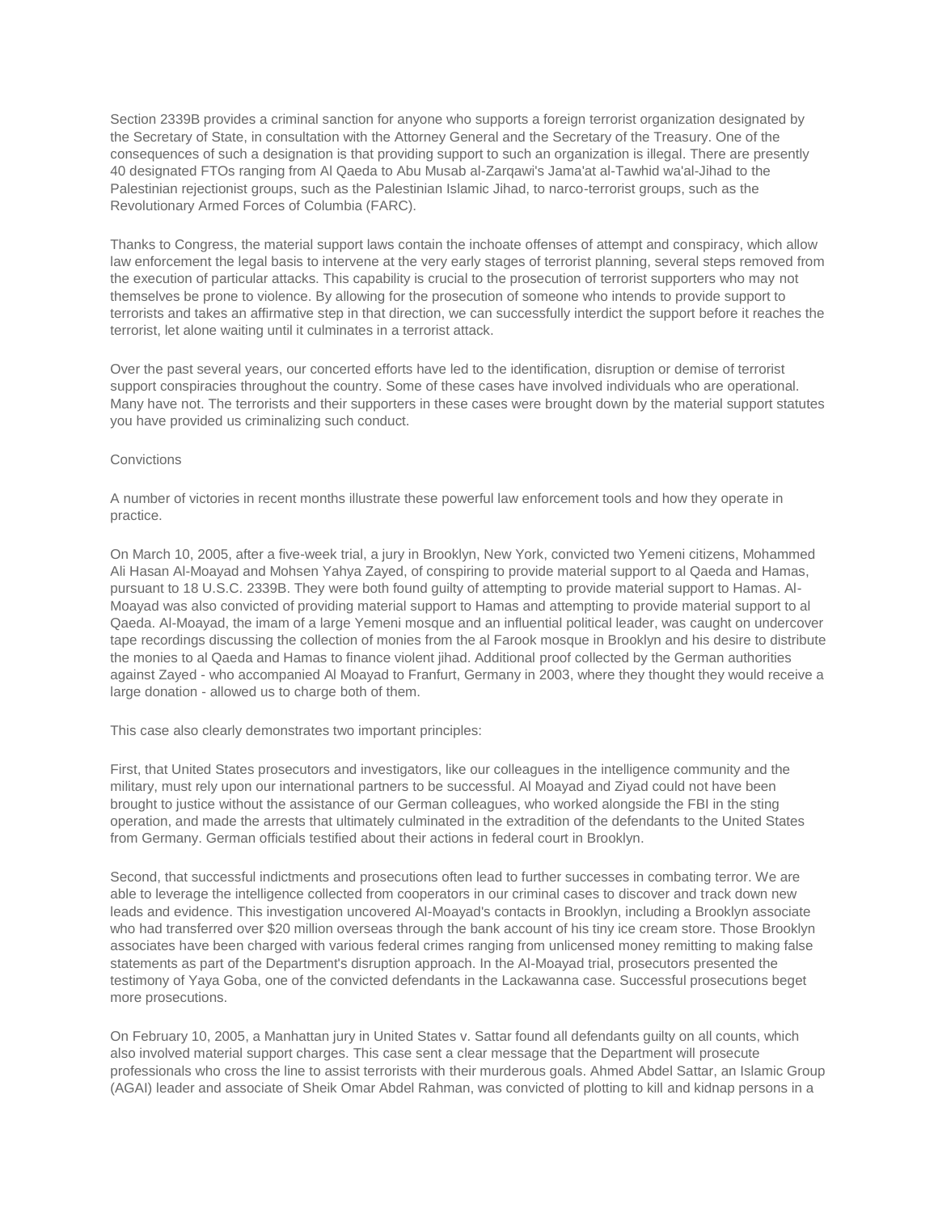Section 2339B provides a criminal sanction for anyone who supports a foreign terrorist organization designated by the Secretary of State, in consultation with the Attorney General and the Secretary of the Treasury. One of the consequences of such a designation is that providing support to such an organization is illegal. There are presently 40 designated FTOs ranging from Al Qaeda to Abu Musab al-Zarqawi's Jama'at al-Tawhid wa'al-Jihad to the Palestinian rejectionist groups, such as the Palestinian Islamic Jihad, to narco-terrorist groups, such as the Revolutionary Armed Forces of Columbia (FARC).

Thanks to Congress, the material support laws contain the inchoate offenses of attempt and conspiracy, which allow law enforcement the legal basis to intervene at the very early stages of terrorist planning, several steps removed from the execution of particular attacks. This capability is crucial to the prosecution of terrorist supporters who may not themselves be prone to violence. By allowing for the prosecution of someone who intends to provide support to terrorists and takes an affirmative step in that direction, we can successfully interdict the support before it reaches the terrorist, let alone waiting until it culminates in a terrorist attack.

Over the past several years, our concerted efforts have led to the identification, disruption or demise of terrorist support conspiracies throughout the country. Some of these cases have involved individuals who are operational. Many have not. The terrorists and their supporters in these cases were brought down by the material support statutes you have provided us criminalizing such conduct.

Convictions

A number of victories in recent months illustrate these powerful law enforcement tools and how they operate in practice.

On March 10, 2005, after a five-week trial, a jury in Brooklyn, New York, convicted two Yemeni citizens, Mohammed Ali Hasan Al-Moayad and Mohsen Yahya Zayed, of conspiring to provide material support to al Qaeda and Hamas, pursuant to 18 U.S.C. 2339B. They were both found guilty of attempting to provide material support to Hamas. Al-Moayad was also convicted of providing material support to Hamas and attempting to provide material support to al Qaeda. Al-Moayad, the imam of a large Yemeni mosque and an influential political leader, was caught on undercover tape recordings discussing the collection of monies from the al Farook mosque in Brooklyn and his desire to distribute the monies to al Qaeda and Hamas to finance violent jihad. Additional proof collected by the German authorities against Zayed - who accompanied Al Moayad to Franfurt, Germany in 2003, where they thought they would receive a large donation - allowed us to charge both of them.

This case also clearly demonstrates two important principles:

First, that United States prosecutors and investigators, like our colleagues in the intelligence community and the military, must rely upon our international partners to be successful. Al Moayad and Ziyad could not have been brought to justice without the assistance of our German colleagues, who worked alongside the FBI in the sting operation, and made the arrests that ultimately culminated in the extradition of the defendants to the United States from Germany. German officials testified about their actions in federal court in Brooklyn.

Second, that successful indictments and prosecutions often lead to further successes in combating terror. We are able to leverage the intelligence collected from cooperators in our criminal cases to discover and track down new leads and evidence. This investigation uncovered Al-Moayad's contacts in Brooklyn, including a Brooklyn associate who had transferred over $20 million overseas through the bank account of his tiny ice cream store. Those Brooklyn associates have been charged with various federal crimes ranging from unlicensed money remitting to making false statements as part of the Department's disruption approach. In the Al-Moayad trial, prosecutors presented the testimony of Yaya Goba, one of the convicted defendants in the Lackawanna case. Successful prosecutions beget more prosecutions.

On February 10, 2005, a Manhattan jury in United States v. Sattar found all defendants guilty on all counts, which also involved material support charges. This case sent a clear message that the Department will prosecute professionals who cross the line to assist terrorists with their murderous goals. Ahmed Abdel Sattar, an Islamic Group (AGAI) leader and associate of Sheik Omar Abdel Rahman, was convicted of plotting to kill and kidnap persons in a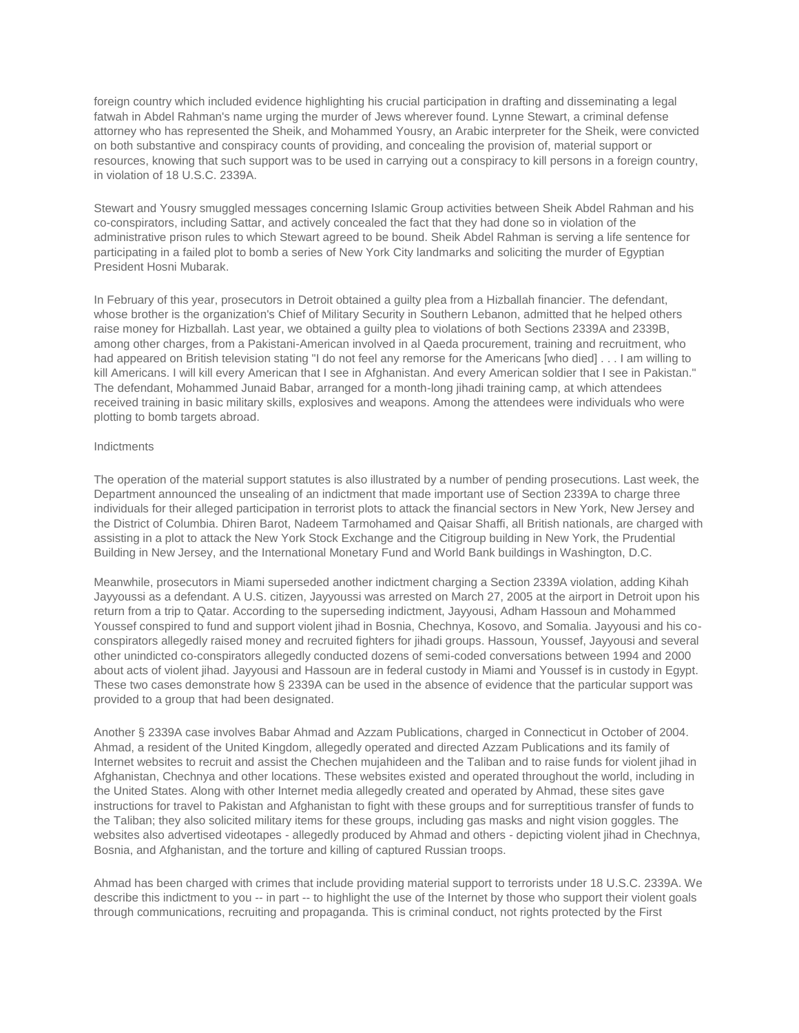foreign country which included evidence highlighting his crucial participation in drafting and disseminating a legal fatwah in Abdel Rahman's name urging the murder of Jews wherever found. Lynne Stewart, a criminal defense attorney who has represented the Sheik, and Mohammed Yousry, an Arabic interpreter for the Sheik, were convicted on both substantive and conspiracy counts of providing, and concealing the provision of, material support or resources, knowing that such support was to be used in carrying out a conspiracy to kill persons in a foreign country, in violation of 18 U.S.C. 2339A.

Stewart and Yousry smuggled messages concerning Islamic Group activities between Sheik Abdel Rahman and his co-conspirators, including Sattar, and actively concealed the fact that they had done so in violation of the administrative prison rules to which Stewart agreed to be bound. Sheik Abdel Rahman is serving a life sentence for participating in a failed plot to bomb a series of New York City landmarks and soliciting the murder of Egyptian President Hosni Mubarak.

In February of this year, prosecutors in Detroit obtained a guilty plea from a Hizballah financier. The defendant, whose brother is the organization's Chief of Military Security in Southern Lebanon, admitted that he helped others raise money for Hizballah. Last year, we obtained a guilty plea to violations of both Sections 2339A and 2339B, among other charges, from a Pakistani-American involved in al Qaeda procurement, training and recruitment, who had appeared on British television stating "I do not feel any remorse for the Americans [who died] . . . I am willing to kill Americans. I will kill every American that I see in Afghanistan. And every American soldier that I see in Pakistan." The defendant, Mohammed Junaid Babar, arranged for a month-long jihadi training camp, at which attendees received training in basic military skills, explosives and weapons. Among the attendees were individuals who were plotting to bomb targets abroad.

Indictments

The operation of the material support statutes is also illustrated by a number of pending prosecutions. Last week, the Department announced the unsealing of an indictment that made important use of Section 2339A to charge three individuals for their alleged participation in terrorist plots to attack the financial sectors in New York, New Jersey and the District of Columbia. Dhiren Barot, Nadeem Tarmohamed and Qaisar Shaffi, all British nationals, are charged with assisting in a plot to attack the New York Stock Exchange and the Citigroup building in New York, the Prudential Building in New Jersey, and the International Monetary Fund and World Bank buildings in Washington, D.C.

Meanwhile, prosecutors in Miami superseded another indictment charging a Section 2339A violation, adding Kihah Jayyoussi as a defendant. A U.S. citizen, Jayyoussi was arrested on March 27, 2005 at the airport in Detroit upon his return from a trip to Qatar. According to the superseding indictment, Jayyousi, Adham Hassoun and Mohammed Youssef conspired to fund and support violent jihad in Bosnia, Chechnya, Kosovo, and Somalia. Jayyousi and his co-conspirators allegedly raised money and recruited fighters for jihadi groups. Hassoun, Youssef, Jayyousi and several other unindicted co-conspirators allegedly conducted dozens of semi-coded conversations between 1994 and 2000 about acts of violent jihad. Jayyousi and Hassoun are in federal custody in Miami and Youssef is in custody in Egypt. These two cases demonstrate how § 2339A can be used in the absence of evidence that the particular support was provided to a group that had been designated.

Another § 2339A case involves Babar Ahmad and Azzam Publications, charged in Connecticut in October of 2004. Ahmad, a resident of the United Kingdom, allegedly operated and directed Azzam Publications and its family of Internet websites to recruit and assist the Chechen mujahideen and the Taliban and to raise funds for violent jihad in Afghanistan, Chechnya and other locations. These websites existed and operated throughout the world, including in the United States. Along with other Internet media allegedly created and operated by Ahmad, these sites gave instructions for travel to Pakistan and Afghanistan to fight with these groups and for surreptitious transfer of funds to the Taliban; they also solicited military items for these groups, including gas masks and night vision goggles. The websites also advertised videotapes - allegedly produced by Ahmad and others - depicting violent jihad in Chechnya, Bosnia, and Afghanistan, and the torture and killing of captured Russian troops.

Ahmad has been charged with crimes that include providing material support to terrorists under 18 U.S.C. 2339A. We describe this indictment to you -- in part -- to highlight the use of the Internet by those who support their violent goals through communications, recruiting and propaganda. This is criminal conduct, not rights protected by the First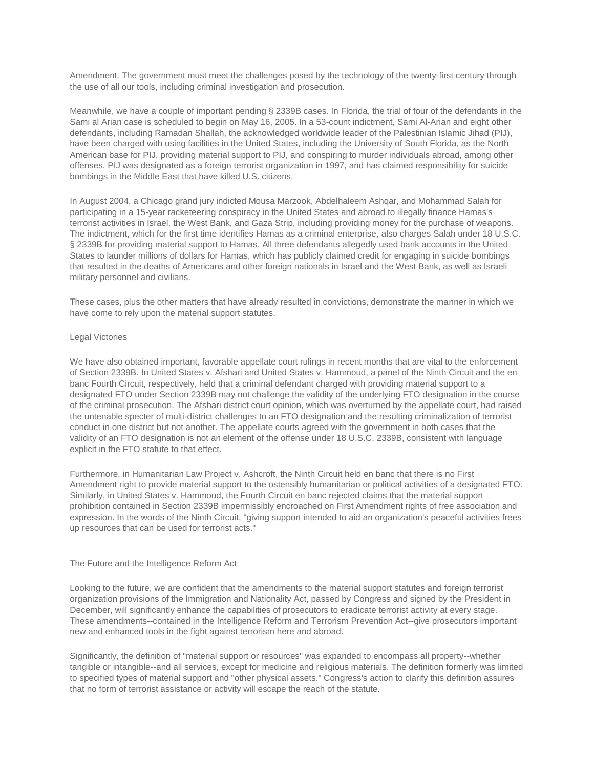Amendment. The government must meet the challenges posed by the technology of the twenty-first century through the use of all our tools, including criminal investigation and prosecution.

Meanwhile, we have a couple of important pending § 2339B cases. In Florida, the trial of four of the defendants in the Sami al Arian case is scheduled to begin on May 16, 2005. In a 53-count indictment, Sami Al-Arian and eight other defendants, including Ramadan Shallah, the acknowledged worldwide leader of the Palestinian Islamic Jihad (PIJ), have been charged with using facilities in the United States, including the University of South Florida, as the North American base for PIJ, providing material support to PIJ, and conspiring to murder individuals abroad, among other offenses. PIJ was designated as a foreign terrorist organization in 1997, and has claimed responsibility for suicide bombings in the Middle East that have killed U.S. citizens.

In August 2004, a Chicago grand jury indicted Mousa Marzook, Abdelhaleem Ashqar, and Mohammad Salah for participating in a 15-year racketeering conspiracy in the United States and abroad to illegally finance Hamas's terrorist activities in Israel, the West Bank, and Gaza Strip, including providing money for the purchase of weapons. The indictment, which for the first time identifies Hamas as a criminal enterprise, also charges Salah under 18 U.S.C. § 2339B for providing material support to Hamas. All three defendants allegedly used bank accounts in the United States to launder millions of dollars for Hamas, which has publicly claimed credit for engaging in suicide bombings that resulted in the deaths of Americans and other foreign nationals in Israel and the West Bank, as well as Israeli military personnel and civilians.

These cases, plus the other matters that have already resulted in convictions, demonstrate the manner in which we have come to rely upon the material support statutes.

## Legal Victories

We have also obtained important, favorable appellate court rulings in recent months that are vital to the enforcement of Section 2339B. In United States v. Afshari and United States v. Hammoud, a panel of the Ninth Circuit and the en banc Fourth Circuit, respectively, held that a criminal defendant charged with providing material support to a designated FTO under Section 2339B may not challenge the validity of the underlying FTO designation in the course of the criminal prosecution. The Afshari district court opinion, which was overturned by the appellate court, had raised the untenable specter of multi-district challenges to an FTO designation and the resulting criminalization of terrorist conduct in one district but not another. The appellate courts agreed with the government in both cases that the validity of an FTO designation is not an element of the offense under 18 U.S.C. 2339B, consistent with language explicit in the FTO statute to that effect.

Furthermore, in Humanitarian Law Project v. Ashcroft, the Ninth Circuit held en banc that there is no First Amendment right to provide material support to the ostensibly humanitarian or political activities of a designated FTO. Similarly, in United States v. Hammoud, the Fourth Circuit en banc rejected claims that the material support prohibition contained in Section 2339B impermissibly encroached on First Amendment rights of free association and expression. In the words of the Ninth Circuit, "giving support intended to aid an organization's peaceful activities frees up resources that can be used for terrorist acts."

## The Future and the Intelligence Reform Act

Looking to the future, we are confident that the amendments to the material support statutes and foreign terrorist organization provisions of the Immigration and Nationality Act, passed by Congress and signed by the President in December, will significantly enhance the capabilities of prosecutors to eradicate terrorist activity at every stage. These amendments--contained in the Intelligence Reform and Terrorism Prevention Act--give prosecutors important new and enhanced tools in the fight against terrorism here and abroad.

Significantly, the definition of "material support or resources" was expanded to encompass all property--whether tangible or intangible--and all services, except for medicine and religious materials. The definition formerly was limited to specified types of material support and "other physical assets." Congress's action to clarify this definition assures that no form of terrorist assistance or activity will escape the reach of the statute.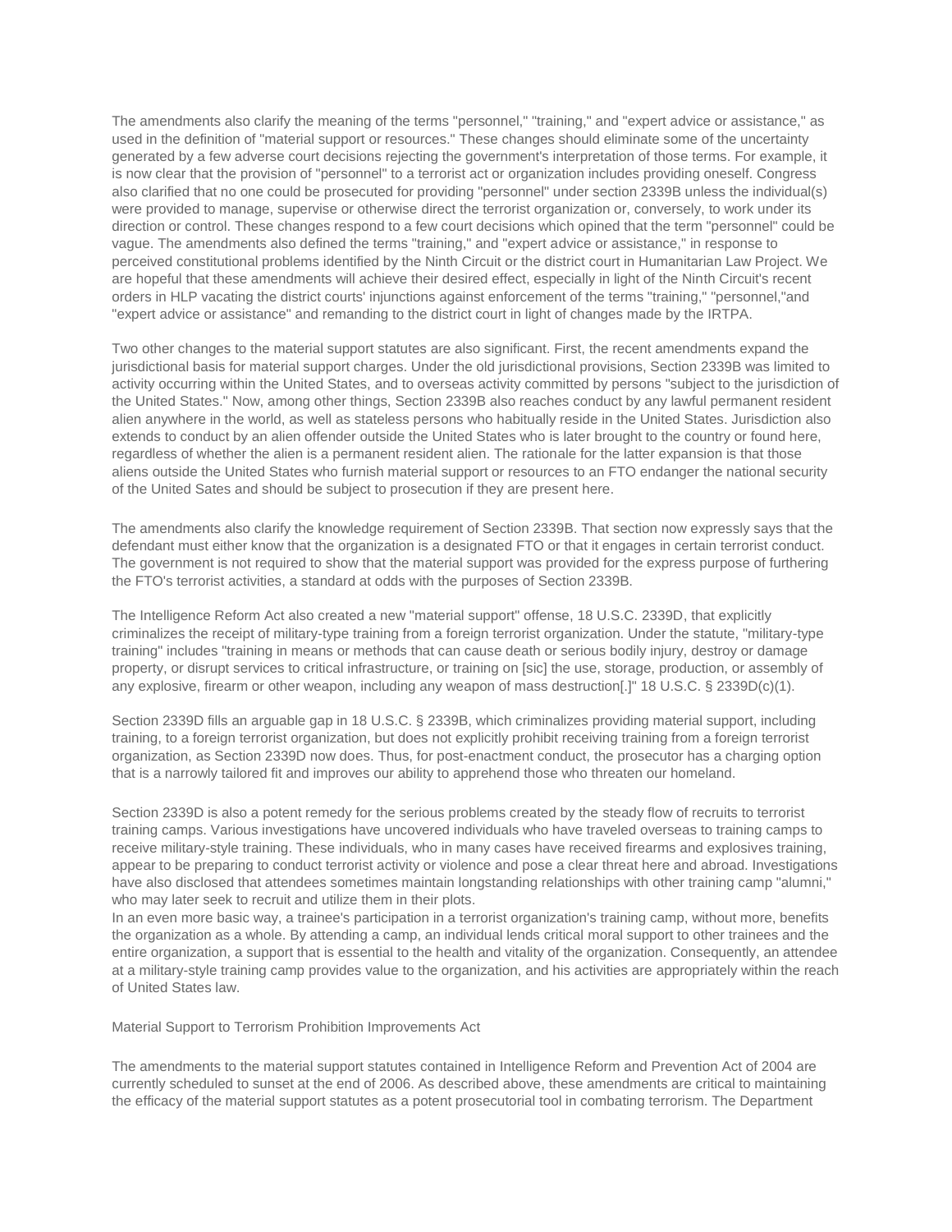The amendments also clarify the meaning of the terms "personnel," "training," and "expert advice or assistance," as used in the definition of "material support or resources." These changes should eliminate some of the uncertainty generated by a few adverse court decisions rejecting the government's interpretation of those terms. For example, it is now clear that the provision of "personnel" to a terrorist act or organization includes providing oneself. Congress also clarified that no one could be prosecuted for providing "personnel" under section 2339B unless the individual(s) were provided to manage, supervise or otherwise direct the terrorist organization or, conversely, to work under its direction or control. These changes respond to a few court decisions which opined that the term "personnel" could be vague. The amendments also defined the terms "training," and "expert advice or assistance," in response to perceived constitutional problems identified by the Ninth Circuit or the district court in Humanitarian Law Project. We are hopeful that these amendments will achieve their desired effect, especially in light of the Ninth Circuit's recent orders in HLP vacating the district courts' injunctions against enforcement of the terms "training," "personnel,"and "expert advice or assistance" and remanding to the district court in light of changes made by the IRTPA.

Two other changes to the material support statutes are also significant. First, the recent amendments expand the jurisdictional basis for material support charges. Under the old jurisdictional provisions, Section 2339B was limited to activity occurring within the United States, and to overseas activity committed by persons "subject to the jurisdiction of the United States." Now, among other things, Section 2339B also reaches conduct by any lawful permanent resident alien anywhere in the world, as well as stateless persons who habitually reside in the United States. Jurisdiction also extends to conduct by an alien offender outside the United States who is later brought to the country or found here, regardless of whether the alien is a permanent resident alien. The rationale for the latter expansion is that those aliens outside the United States who furnish material support or resources to an FTO endanger the national security of the United Sates and should be subject to prosecution if they are present here.

The amendments also clarify the knowledge requirement of Section 2339B. That section now expressly says that the defendant must either know that the organization is a designated FTO or that it engages in certain terrorist conduct. The government is not required to show that the material support was provided for the express purpose of furthering the FTO's terrorist activities, a standard at odds with the purposes of Section 2339B.

The Intelligence Reform Act also created a new "material support" offense, 18 U.S.C. 2339D, that explicitly criminalizes the receipt of military-type training from a foreign terrorist organization. Under the statute, "military-type training" includes "training in means or methods that can cause death or serious bodily injury, destroy or damage property, or disrupt services to critical infrastructure, or training on [sic] the use, storage, production, or assembly of any explosive, firearm or other weapon, including any weapon of mass destruction[.]" 18 U.S.C. § 2339D(c)(1).

Section 2339D fills an arguable gap in 18 U.S.C. § 2339B, which criminalizes providing material support, including training, to a foreign terrorist organization, but does not explicitly prohibit receiving training from a foreign terrorist organization, as Section 2339D now does. Thus, for post-enactment conduct, the prosecutor has a charging option that is a narrowly tailored fit and improves our ability to apprehend those who threaten our homeland.

Section 2339D is also a potent remedy for the serious problems created by the steady flow of recruits to terrorist training camps. Various investigations have uncovered individuals who have traveled overseas to training camps to receive military-style training. These individuals, who in many cases have received firearms and explosives training, appear to be preparing to conduct terrorist activity or violence and pose a clear threat here and abroad. Investigations have also disclosed that attendees sometimes maintain longstanding relationships with other training camp "alumni," who may later seek to recruit and utilize them in their plots.

In an even more basic way, a trainee's participation in a terrorist organization's training camp, without more, benefits the organization as a whole. By attending a camp, an individual lends critical moral support to other trainees and the entire organization, a support that is essential to the health and vitality of the organization. Consequently, an attendee at a military-style training camp provides value to the organization, and his activities are appropriately within the reach of United States law.

## Material Support to Terrorism Prohibition Improvements Act

The amendments to the material support statutes contained in Intelligence Reform and Prevention Act of 2004 are currently scheduled to sunset at the end of 2006. As described above, these amendments are critical to maintaining the efficacy of the material support statutes as a potent prosecutorial tool in combating terrorism. The Department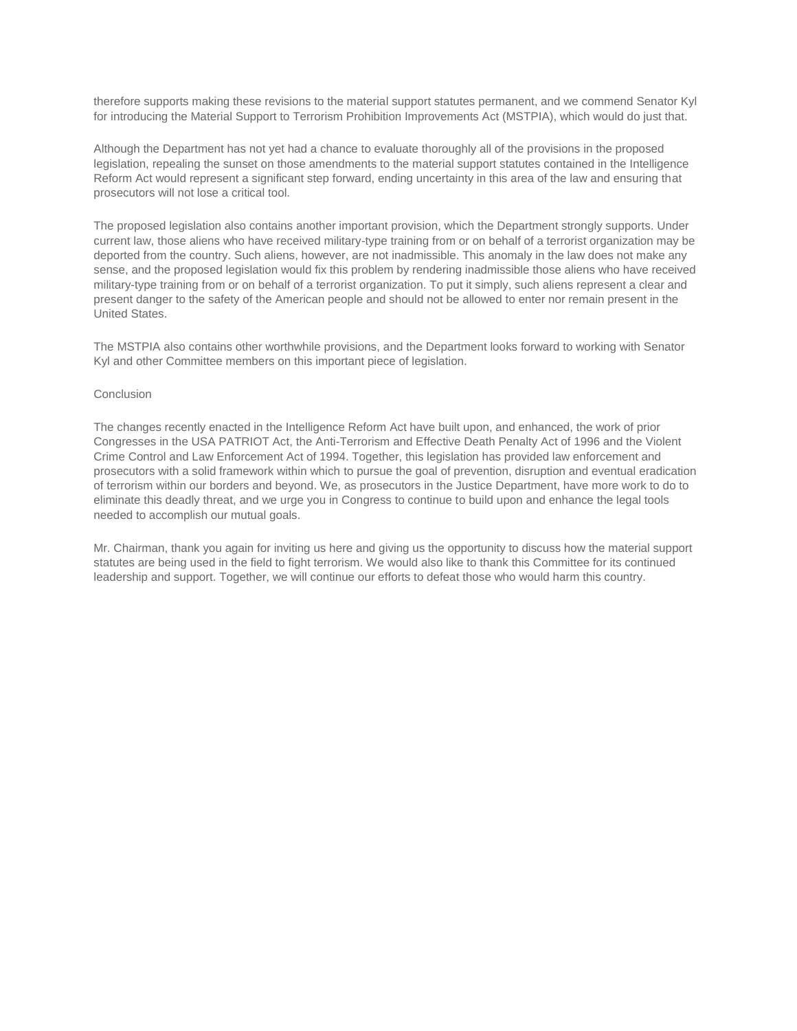therefore supports making these revisions to the material support statutes permanent, and we commend Senator Kyl for introducing the Material Support to Terrorism Prohibition Improvements Act (MSTPIA), which would do just that.

Although the Department has not yet had a chance to evaluate thoroughly all of the provisions in the proposed legislation, repealing the sunset on those amendments to the material support statutes contained in the Intelligence Reform Act would represent a significant step forward, ending uncertainty in this area of the law and ensuring that prosecutors will not lose a critical tool.

The proposed legislation also contains another important provision, which the Department strongly supports. Under current law, those aliens who have received military-type training from or on behalf of a terrorist organization may be deported from the country. Such aliens, however, are not inadmissible. This anomaly in the law does not make any sense, and the proposed legislation would fix this problem by rendering inadmissible those aliens who have received military-type training from or on behalf of a terrorist organization. To put it simply, such aliens represent a clear and present danger to the safety of the American people and should not be allowed to enter nor remain present in the United States.

The MSTPIA also contains other worthwhile provisions, and the Department looks forward to working with Senator Kyl and other Committee members on this important piece of legislation.

## Conclusion

The changes recently enacted in the Intelligence Reform Act have built upon, and enhanced, the work of prior Congresses in the USA PATRIOT Act, the Anti-Terrorism and Effective Death Penalty Act of 1996 and the Violent Crime Control and Law Enforcement Act of 1994. Together, this legislation has provided law enforcement and prosecutors with a solid framework within which to pursue the goal of prevention, disruption and eventual eradication of terrorism within our borders and beyond. We, as prosecutors in the Justice Department, have more work to do to eliminate this deadly threat, and we urge you in Congress to continue to build upon and enhance the legal tools needed to accomplish our mutual goals.

Mr. Chairman, thank you again for inviting us here and giving us the opportunity to discuss how the material support statutes are being used in the field to fight terrorism. We would also like to thank this Committee for its continued leadership and support. Together, we will continue our efforts to defeat those who would harm this country.